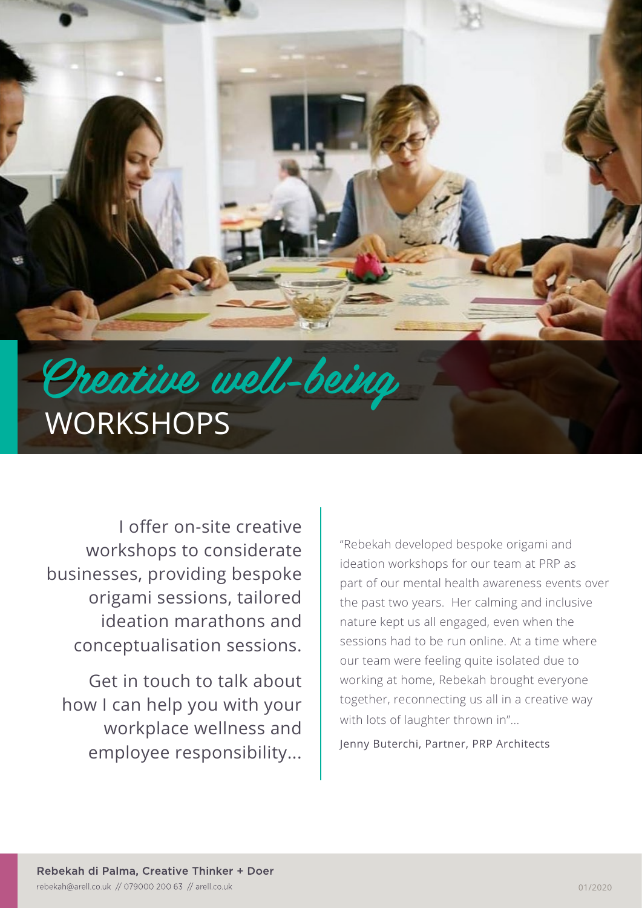# *Creative well-being* WORKSHOPS

I offer on-site creative workshops to considerate businesses, providing bespoke origami sessions, tailored ideation marathons and conceptualisation sessions.

Get in touch to talk about how I can help you with your workplace wellness and employee responsibility...

"Rebekah developed bespoke origami and ideation workshops for our team at PRP as part of our mental health awareness events over the past two years. Her calming and inclusive nature kept us all engaged, even when the sessions had to be run online. At a time where our team were feeling quite isolated due to working at home, Rebekah brought everyone together, reconnecting us all in a creative way with lots of laughter thrown in"...

Jenny Buterchi, Partner, PRP Architects

**Rebekah di Palma, Creative Thinker + Doer**

rebekah@arell.co.uk // 079000 200 63 // arell.co.uk

01/2020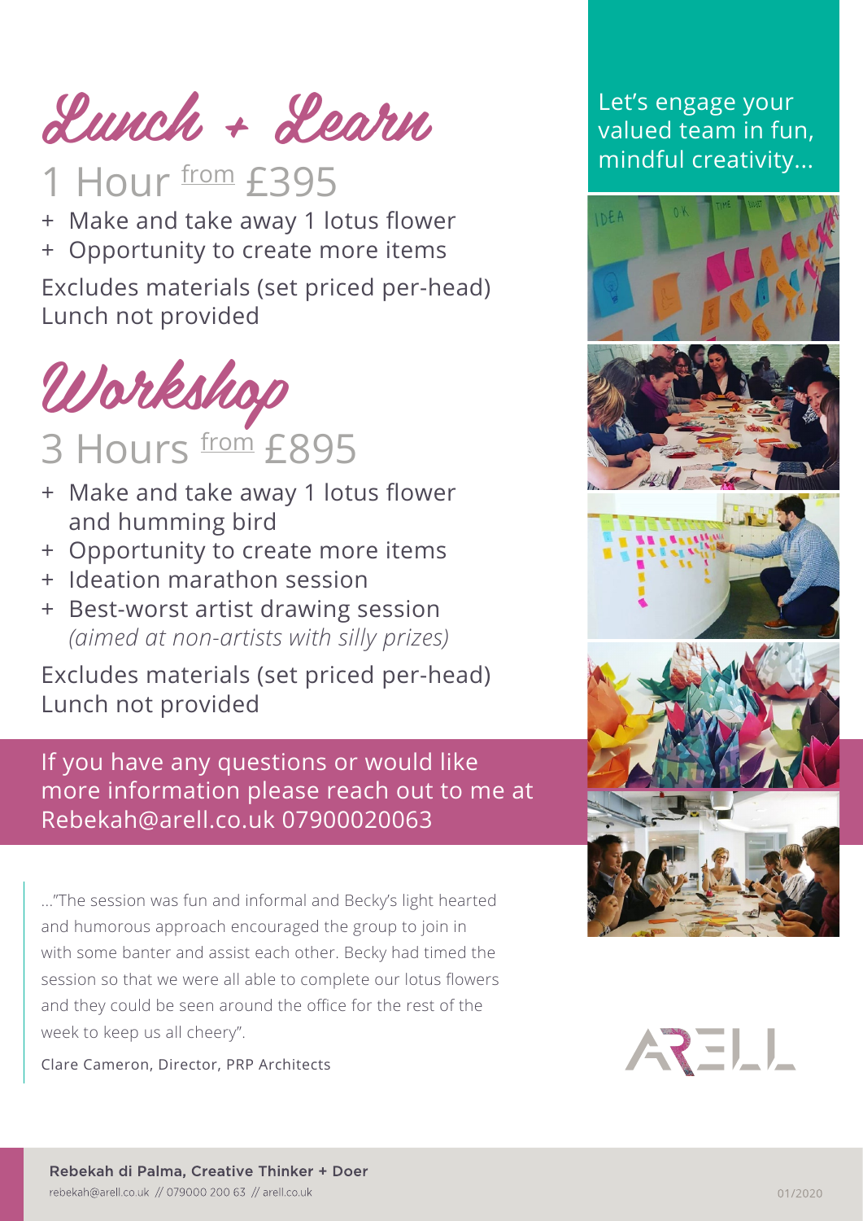# Lunch + Learn

## 1 Hour from £395

+ Make and take away 1 lotus flower
+ Opportunity to create more items

Excludes materials (set priced per-head)
Lunch not provided

# Workshop

## 3 Hours from £895

+ Make and take away 1 lotus flower and humming bird
+ Opportunity to create more items
+ Ideation marathon session
+ Best-worst artist drawing session *(aimed at non-artists with silly prizes)*

Excludes materials (set priced per-head)
Lunch not provided

If you have any questions or would like more information please reach out to me at Rebekah@arell.co.uk 07900020063

..."The session was fun and informal and Becky's light hearted and humorous approach encouraged the group to join in with some banter and assist each other. Becky had timed the session so that we were all able to complete our lotus flowers and they could be seen around the office for the rest of the week to keep us all cheery".

Clare Cameron, Director, PRP Architects

Let's engage your valued team in fun, mindful creativity...

ARELL

**Rebekah di Palma, Creative Thinker + Doer**
rebekah@arell.co.uk // 079000 200 63 // arell.co.uk

01/2020